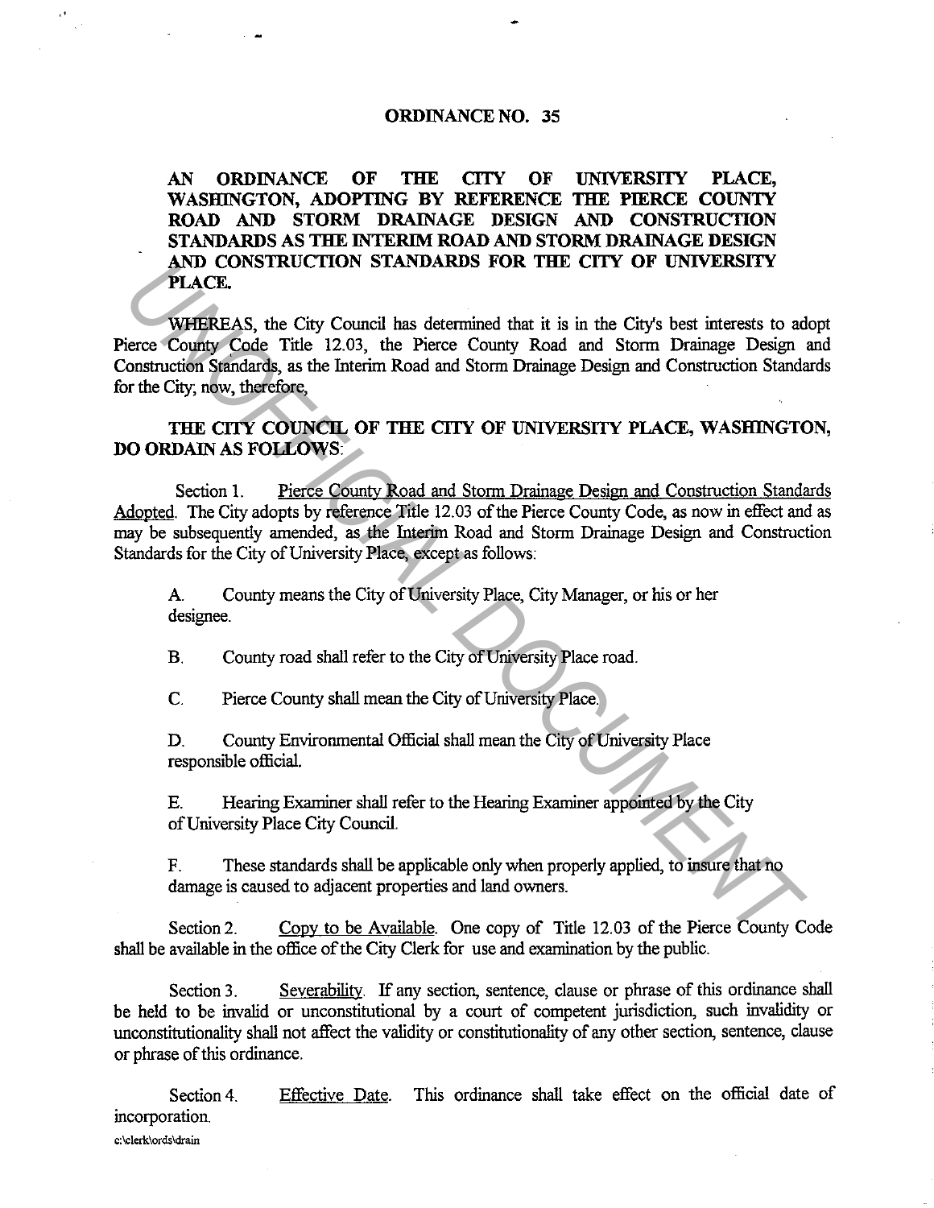# ORDINANCE NO. 35

**AN ORDINANCE OF THE CITY OF UNIVERSITY PLACE, WASHINGTON, ADOPTING BY REFERENCE THE PIERCE COUNTY ROAD AND STORM DRAINAGE DESIGN AND CONSTRUCTION STANDARDS AS THE INTERIM ROAD AND STORM DRAINAGE DESIGN AND CONSTRUCTION STANDARDS FOR THE CITY OF UNIVERSITY PLACE.**

WHEREAS, the City Council has determined that it is in the City's best interests to adopt Pierce County Code Title 12.03, the Pierce County Road and Storm Drainage Design and Construction Standards, as the Interim Road and Storm Drainage Design and Construction Standards for the City; now, therefore,

**THE CITY COUNCIL OF THE CITY OF UNIVERSITY PLACE, WASHINGTON, DO ORDAIN AS FOLLOWS:**

Section 1. Pierce County Road and Storm Drainage Design and Construction Standards Adopted. The City adopts by reference Title 12.03 of the Pierce County Code, as now in effect and as may be subsequently amended, as the Interim Road and Storm Drainage Design and Construction Standards for the City of University Place, except as follows:

A. County means the City of University Place, City Manager, or his or her designee.

B. County road shall refer to the City of University Place road.

C. Pierce County shall mean the City of University Place.

D. County Environmental Official shall mean the City of University Place responsible official.

E. Hearing Examiner shall refer to the Hearing Examiner appointed by the City of University Place City Council.

F. These standards shall be applicable only when properly applied, to insure that no damage is caused to adjacent properties and land owners.

Section 2. Copy to be Available. One copy of Title 12.03 of the Pierce County Code shall be available in the office of the City Clerk for use and examination by the public.

Section 3. Severability. If any section, sentence, clause or phrase of this ordinance shall be held to be invalid or unconstitutional by a court of competent jurisdiction, such invalidity or unconstitutionality shall not affect the validity or constitutionality of any other section, sentence, clause or phrase of this ordinance.

Section 4. Effective Date. This ordinance shall take effect on the official date of incorporation.

c:\clerk\ords\drain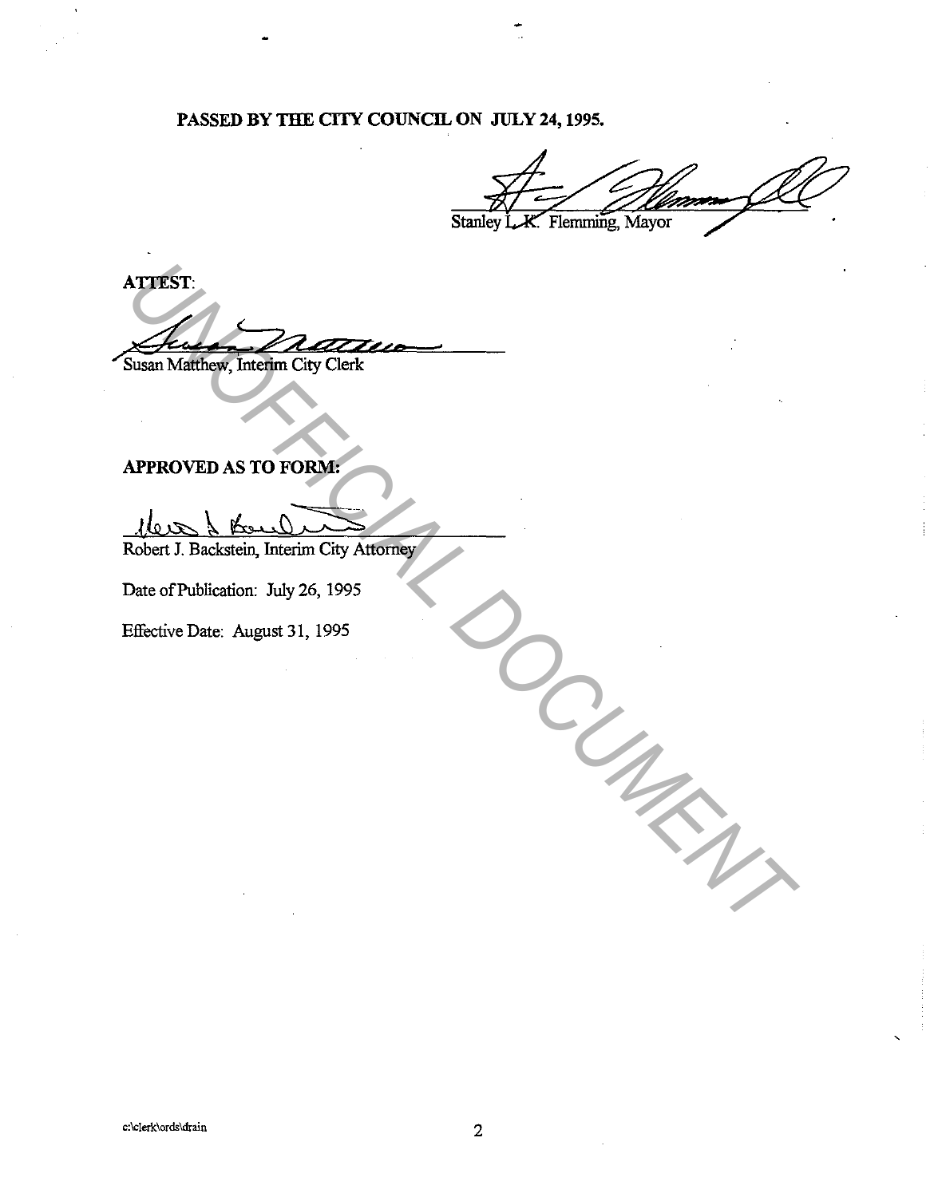**PASSED BY THE CITY COUNCIL ON JULY 24, 1995.**

Stanley L.K. Flemming, Mayor

**ATTEST:**

Susan Matthew, Interim City Clerk

**APPROVED AS TO FORM:**

Robert J. Backstein, Interim City Attorney

Date of Publication: July 26, 1995

Effective Date: August 31, 1995

UNOFFICIAL DOCUMENT

c:\clerk\ords\drain